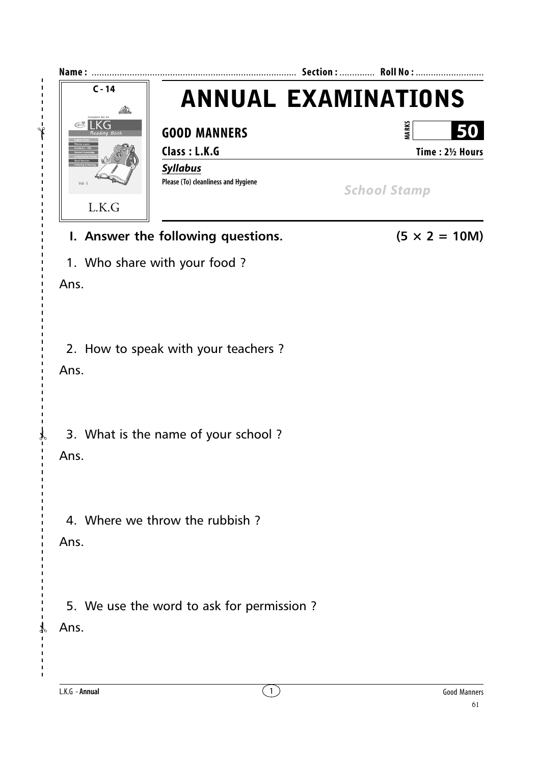Name : ................................................................................ Section : ............. Roll No : ...........................

C - 14

L.K.G

# ANNUAL EXAMINATIONS

## GOOD MANNERS

MARKS **50**

**Class : L.K.G** **Time : 2½ Hours**

***Syllabus***

**Please (To) cleanliness and Hygiene**

*School Stamp*

### I. Answer the following questions. (5 × 2 = 10M)

1. Who share with your food ?

Ans.

2. How to speak with your teachers ?

Ans.

3. What is the name of your school ?

Ans.

4. Where we throw the rubbish ?

Ans.

5. We use the word to ask for permission ?

Ans.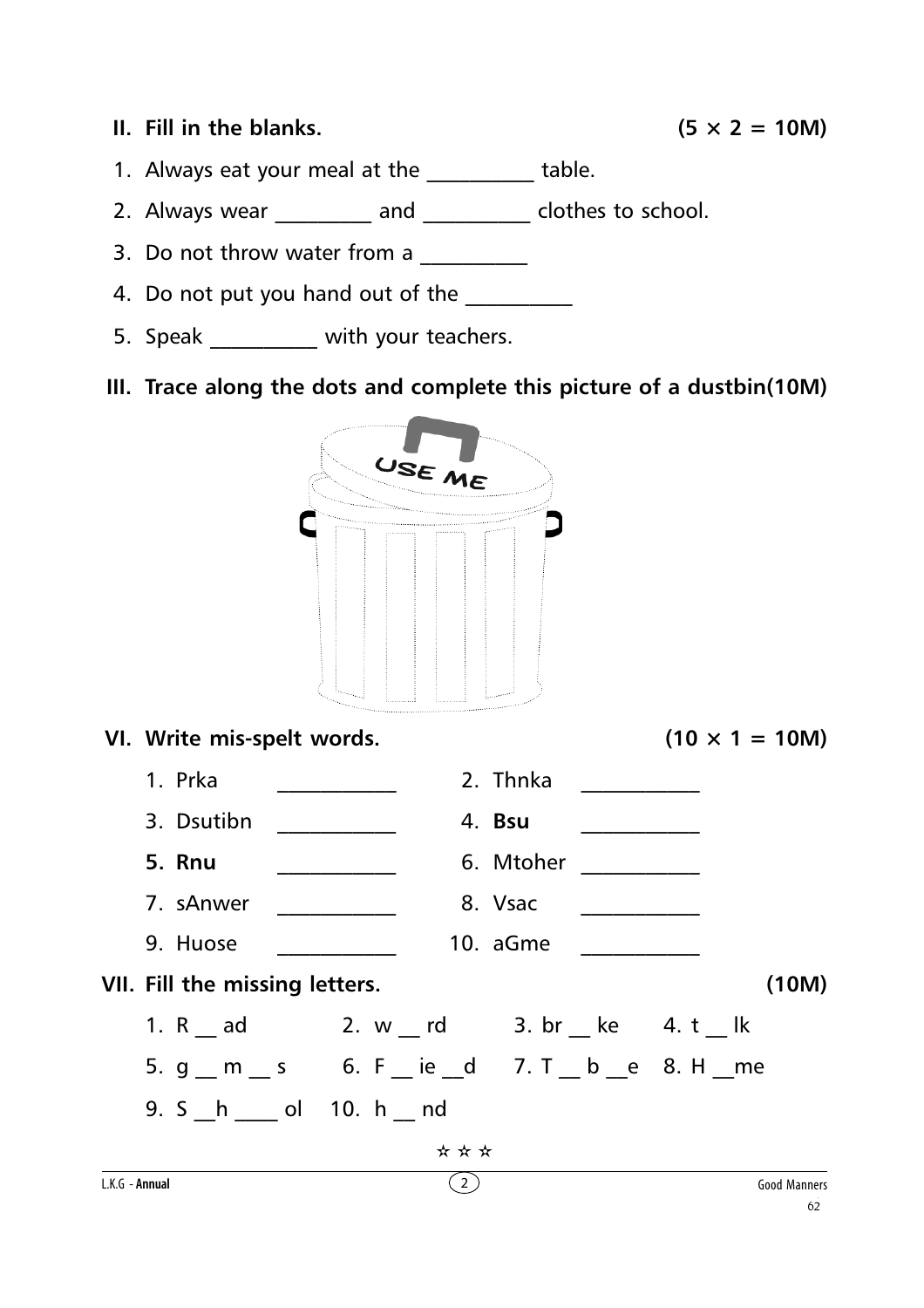## II. Fill in the blanks. (5 × 2 = 10M)

1. Always eat your meal at the __________ table.
2. Always wear _________ and __________ clothes to school.
3. Do not throw water from a __________
4. Do not put you hand out of the __________
5. Speak __________ with your teachers.

## III. Trace along the dots and complete this picture of a dustbin(10M)

USE ME

## VI. Write mis-spelt words. (10 × 1 = 10M)

1. Prka ___________
2. Thnka ___________
3. Dsutibn ___________
4. **Bsu** ___________
5. **Rnu** ___________
6. Mtoher ___________
7. sAnwer ___________
8. Vsac ___________
9. Huose ___________
10. aGme ___________

## VII. Fill the missing letters. (10M)

1. R __ ad
2. w __ rd
3. br __ ke
4. t __ lk
5. g __ m __ s
6. F __ ie __d
7. T __ b __e
8. H __me
9. S __h ____ ol
10. h __ nd

☆ ☆ ☆